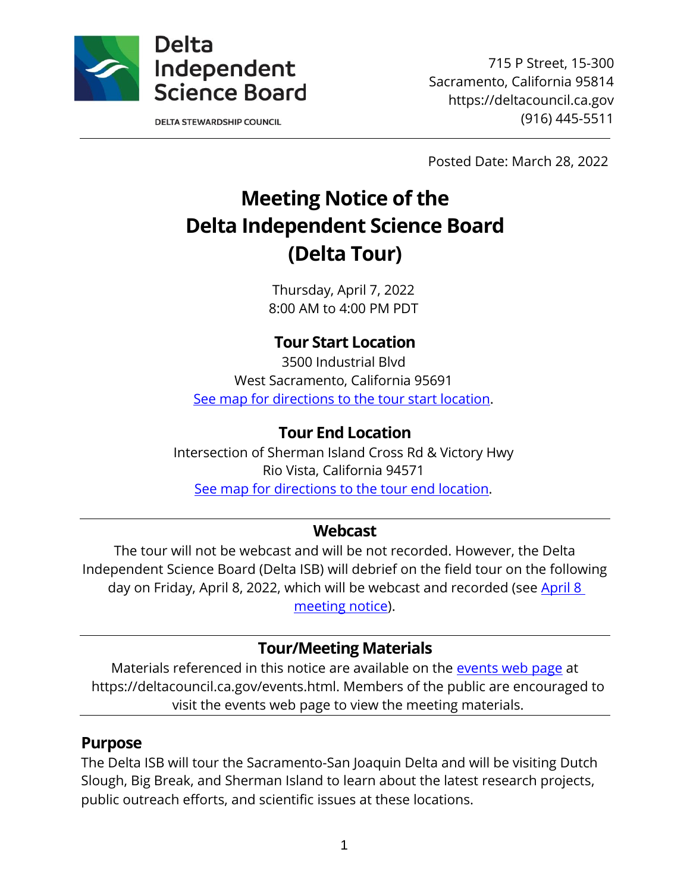Delta Independent Science Board

DELTA STEWARDSHIP COUNCIL

715 P Street, 15-300
Sacramento, California 95814
https://deltacouncil.ca.gov
(916) 445-5511

Posted Date: March 28, 2022

# Meeting Notice of the Delta Independent Science Board (Delta Tour)

Thursday, April 7, 2022
8:00 AM to 4:00 PM PDT

## Tour Start Location

3500 Industrial Blvd
West Sacramento, California 95691
See map for directions to the tour start location.

## Tour End Location

Intersection of Sherman Island Cross Rd & Victory Hwy
Rio Vista, California 94571
See map for directions to the tour end location.

## Webcast

The tour will not be webcast and will be not recorded. However, the Delta Independent Science Board (Delta ISB) will debrief on the field tour on the following day on Friday, April 8, 2022, which will be webcast and recorded (see April 8 meeting notice).

## Tour/Meeting Materials

Materials referenced in this notice are available on the events web page at https://deltacouncil.ca.gov/events.html. Members of the public are encouraged to visit the events web page to view the meeting materials.

## Purpose

The Delta ISB will tour the Sacramento-San Joaquin Delta and will be visiting Dutch Slough, Big Break, and Sherman Island to learn about the latest research projects, public outreach efforts, and scientific issues at these locations.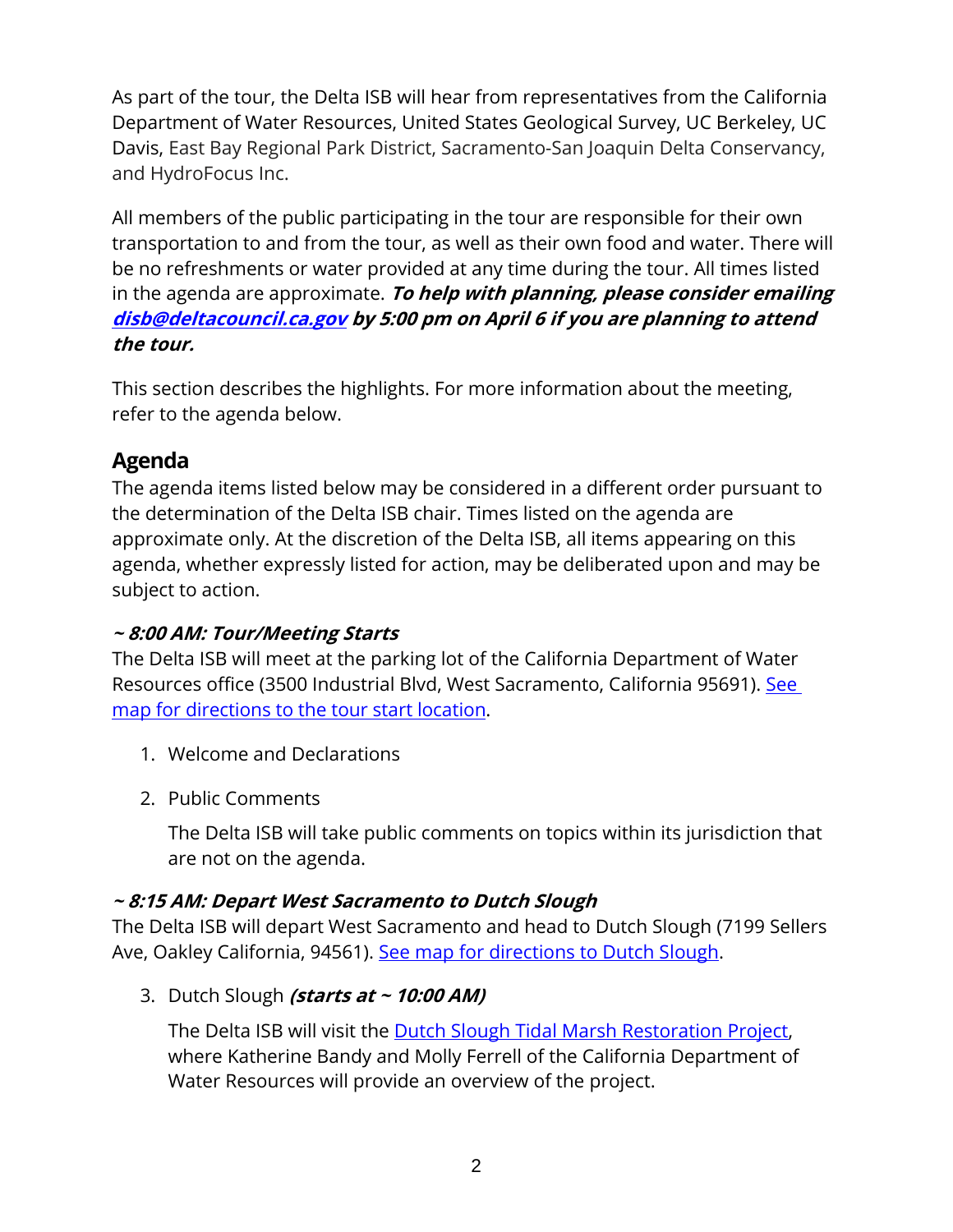As part of the tour, the Delta ISB will hear from representatives from the California Department of Water Resources, United States Geological Survey, UC Berkeley, UC Davis, East Bay Regional Park District, Sacramento-San Joaquin Delta Conservancy, and HydroFocus Inc.

All members of the public participating in the tour are responsible for their own transportation to and from the tour, as well as their own food and water. There will be no refreshments or water provided at any time during the tour. All times listed in the agenda are approximate. ***To help with planning, please consider emailing [disb@deltacouncil.ca.gov](mailto:disb@deltacouncil.ca.gov) by 5:00 pm on April 6 if you are planning to attend the tour.***

This section describes the highlights. For more information about the meeting, refer to the agenda below.

## Agenda

The agenda items listed below may be considered in a different order pursuant to the determination of the Delta ISB chair. Times listed on the agenda are approximate only. At the discretion of the Delta ISB, all items appearing on this agenda, whether expressly listed for action, may be deliberated upon and may be subject to action.

### *~ 8:00 AM: Tour/Meeting Starts*

The Delta ISB will meet at the parking lot of the California Department of Water Resources office (3500 Industrial Blvd, West Sacramento, California 95691). [See map for directions to the tour start location](#).

1. Welcome and Declarations
2. Public Comments

   The Delta ISB will take public comments on topics within its jurisdiction that are not on the agenda.

### *~ 8:15 AM: Depart West Sacramento to Dutch Slough*

The Delta ISB will depart West Sacramento and head to Dutch Slough (7199 Sellers Ave, Oakley California, 94561). [See map for directions to Dutch Slough](#).

3. Dutch Slough ***(starts at ~ 10:00 AM)***

   The Delta ISB will visit the [Dutch Slough Tidal Marsh Restoration Project](#), where Katherine Bandy and Molly Ferrell of the California Department of Water Resources will provide an overview of the project.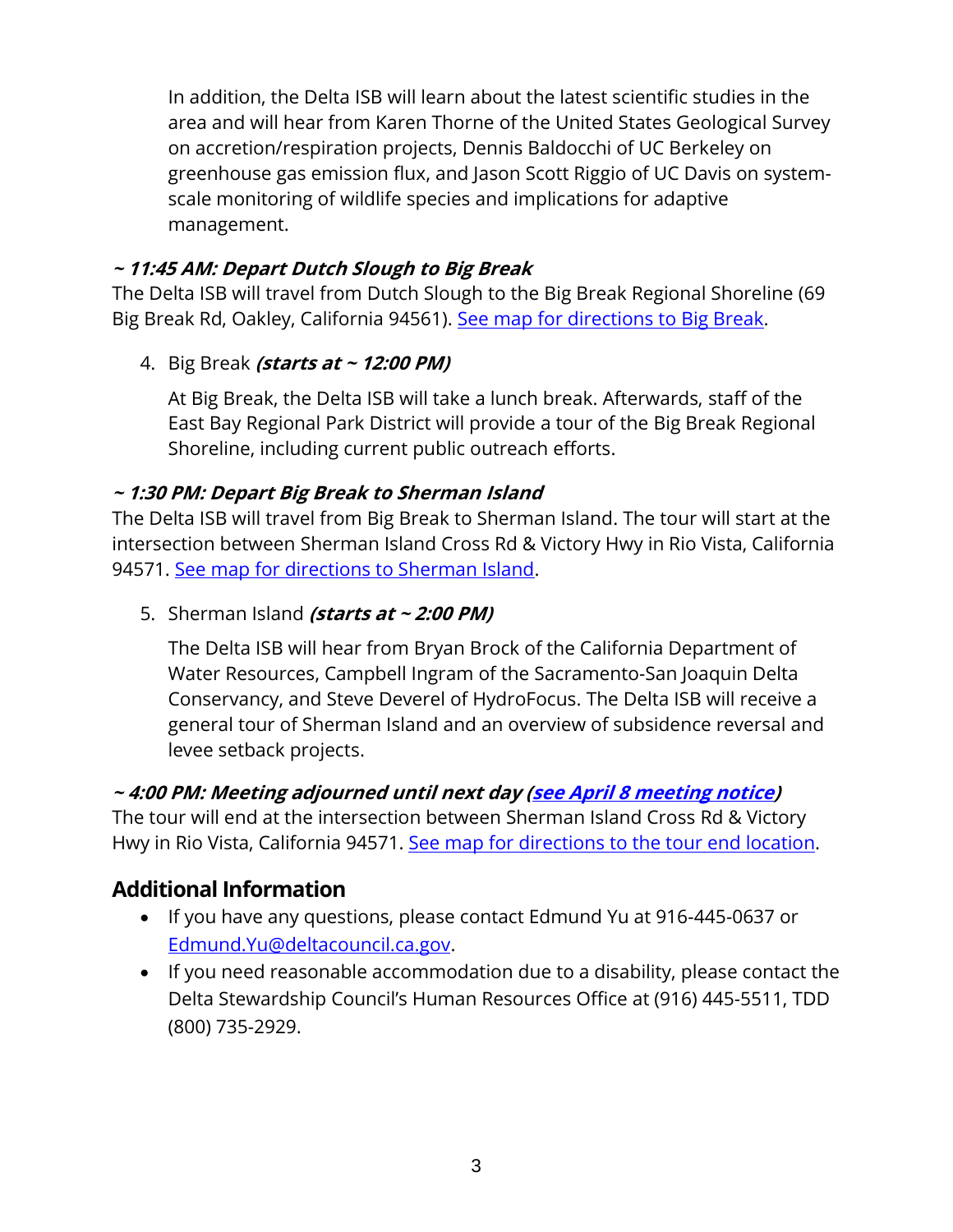In addition, the Delta ISB will learn about the latest scientific studies in the area and will hear from Karen Thorne of the United States Geological Survey on accretion/respiration projects, Dennis Baldocchi of UC Berkeley on greenhouse gas emission flux, and Jason Scott Riggio of UC Davis on system-scale monitoring of wildlife species and implications for adaptive management.

***~ 11:45 AM: Depart Dutch Slough to Big Break***

The Delta ISB will travel from Dutch Slough to the Big Break Regional Shoreline (69 Big Break Rd, Oakley, California 94561). See map for directions to Big Break.

4. Big Break ***(starts at ~ 12:00 PM)***

   At Big Break, the Delta ISB will take a lunch break. Afterwards, staff of the East Bay Regional Park District will provide a tour of the Big Break Regional Shoreline, including current public outreach efforts.

***~ 1:30 PM: Depart Big Break to Sherman Island***

The Delta ISB will travel from Big Break to Sherman Island. The tour will start at the intersection between Sherman Island Cross Rd & Victory Hwy in Rio Vista, California 94571. See map for directions to Sherman Island.

5. Sherman Island ***(starts at ~ 2:00 PM)***

   The Delta ISB will hear from Bryan Brock of the California Department of Water Resources, Campbell Ingram of the Sacramento-San Joaquin Delta Conservancy, and Steve Deverel of HydroFocus. The Delta ISB will receive a general tour of Sherman Island and an overview of subsidence reversal and levee setback projects.

***~ 4:00 PM: Meeting adjourned until next day (see April 8 meeting notice)***

The tour will end at the intersection between Sherman Island Cross Rd & Victory Hwy in Rio Vista, California 94571. See map for directions to the tour end location.

## Additional Information

- If you have any questions, please contact Edmund Yu at 916-445-0637 or Edmund.Yu@deltacouncil.ca.gov.
- If you need reasonable accommodation due to a disability, please contact the Delta Stewardship Council's Human Resources Office at (916) 445-5511, TDD (800) 735-2929.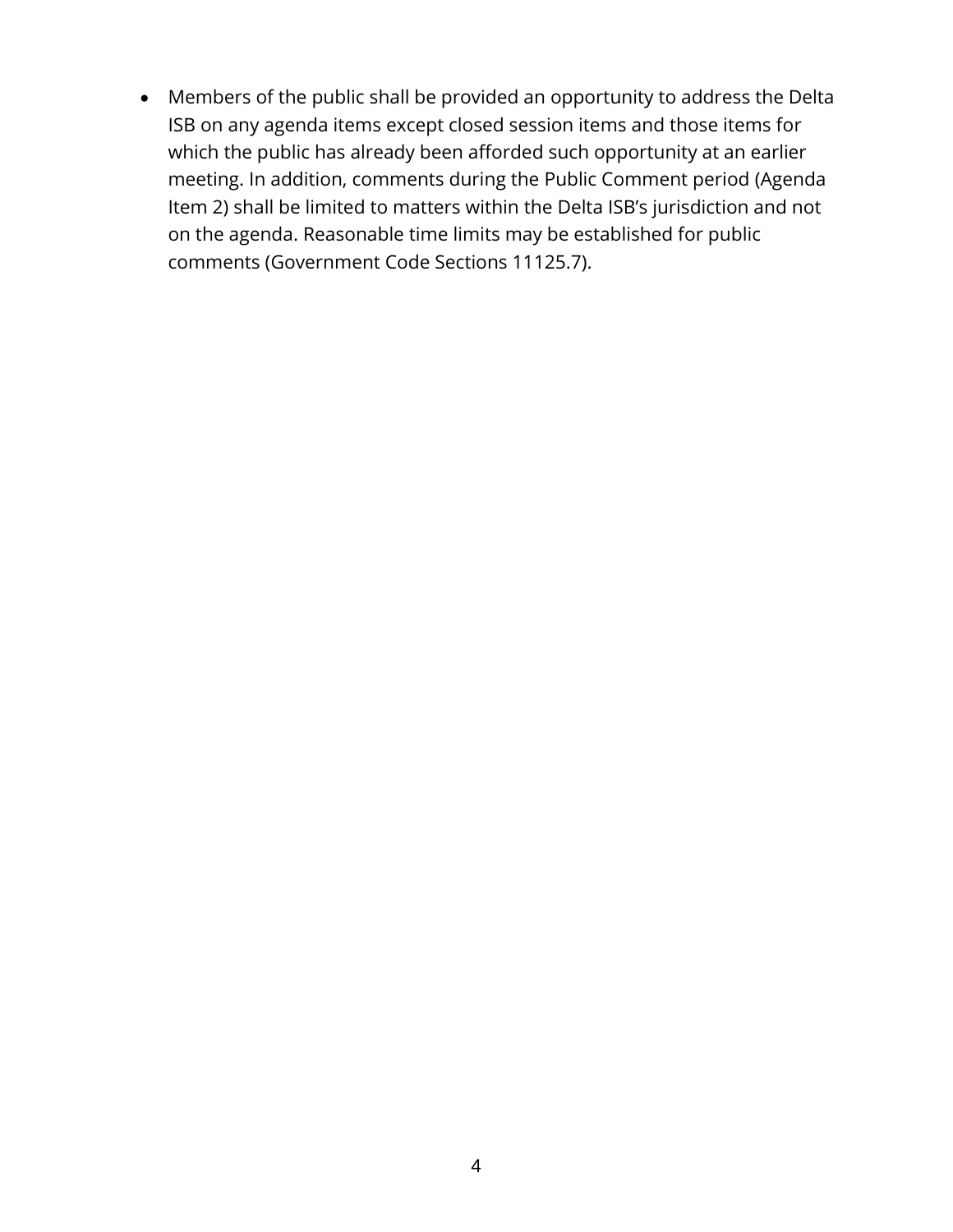- Members of the public shall be provided an opportunity to address the Delta ISB on any agenda items except closed session items and those items for which the public has already been afforded such opportunity at an earlier meeting. In addition, comments during the Public Comment period (Agenda Item 2) shall be limited to matters within the Delta ISB's jurisdiction and not on the agenda. Reasonable time limits may be established for public comments (Government Code Sections 11125.7).